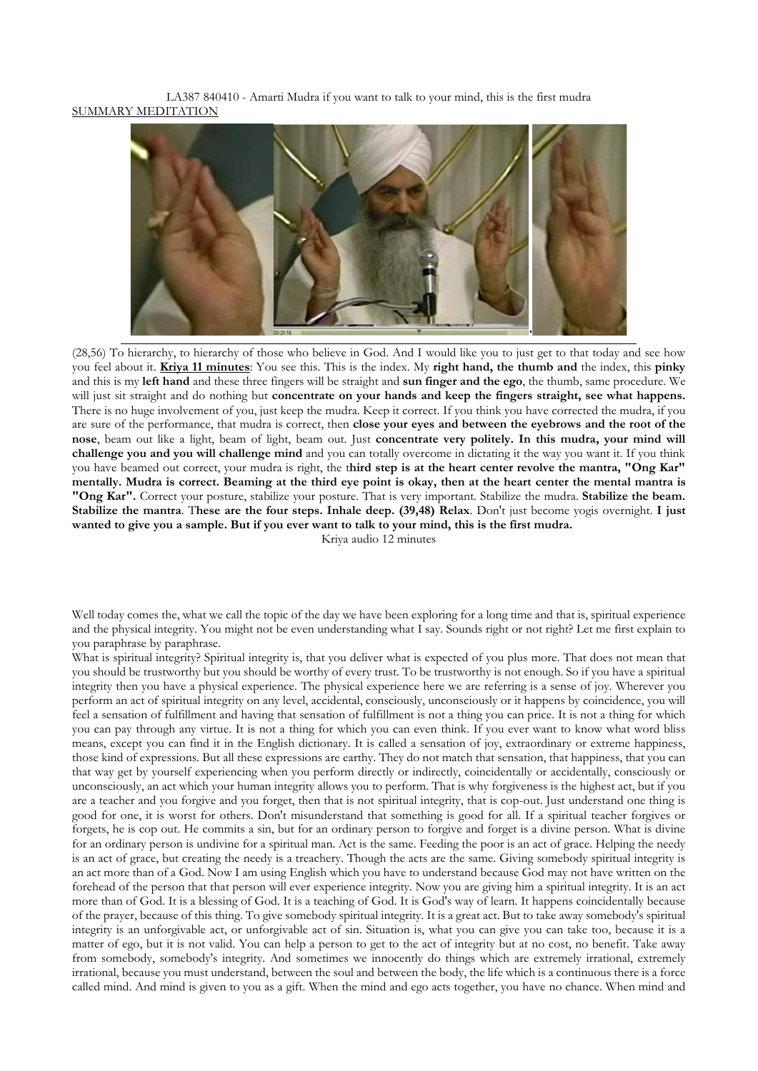LA387 840410 - Amarti Mudra if you want to talk to your mind, this is the first mudra

SUMMARY MEDITATION

(28,56) To hierarchy, to hierarchy of those who believe in God. And I would like you to just get to that today and see how you feel about it. **Kriya 11 minutes**: You see this. This is the index. My **right hand, the thumb and** the index, this **pinky** and this is my **left hand** and these three fingers will be straight and **sun finger and the ego**, the thumb, same procedure. We will just sit straight and do nothing but **concentrate on your hands and keep the fingers straight, see what happens.** There is no huge involvement of you, just keep the mudra. Keep it correct. If you think you have corrected the mudra, if you are sure of the performance, that mudra is correct, then **close your eyes and between the eyebrows and the root of the nose**, beam out like a light, beam of light, beam out. Just **concentrate very politely. In this mudra, your mind will challenge you and you will challenge mind** and you can totally overcome in dictating it the way you want it. If you think you have beamed out correct, your mudra is right, the **third step is at the heart center revolve the mantra, "Ong Kar" mentally. Mudra is correct. Beaming at the third eye point is okay, then at the heart center the mental mantra is "Ong Kar".** Correct your posture, stabilize your posture. That is very important. Stabilize the mudra. **Stabilize the beam. Stabilize the mantra**. T**hese are the four steps. Inhale deep. (39,48) Relax**. Don't just become yogis overnight. **I just wanted to give you a sample. But if you ever want to talk to your mind, this is the first mudra.**

Kriya audio 12 minutes

Well today comes the, what we call the topic of the day we have been exploring for a long time and that is, spiritual experience and the physical integrity. You might not be even understanding what I say. Sounds right or not right? Let me first explain to you paraphrase by paraphrase.

What is spiritual integrity? Spiritual integrity is, that you deliver what is expected of you plus more. That does not mean that you should be trustworthy but you should be worthy of every trust. To be trustworthy is not enough. So if you have a spiritual integrity then you have a physical experience. The physical experience here we are referring is a sense of joy. Wherever you perform an act of spiritual integrity on any level, accidental, consciously, unconsciously or it happens by coincidence, you will feel a sensation of fulfillment and having that sensation of fulfillment is not a thing you can price. It is not a thing for which you can pay through any virtue. It is not a thing for which you can even think. If you ever want to know what word bliss means, except you can find it in the English dictionary. It is called a sensation of joy, extraordinary or extreme happiness, those kind of expressions. But all these expressions are earthy. They do not match that sensation, that happiness, that you can that way get by yourself experiencing when you perform directly or indirectly, coincidentally or accidentally, consciously or unconsciously, an act which your human integrity allows you to perform. That is why forgiveness is the highest act, but if you are a teacher and you forgive and you forget, then that is not spiritual integrity, that is cop-out. Just understand one thing is good for one, it is worst for others. Don't misunderstand that something is good for all. If a spiritual teacher forgives or forgets, he is cop out. He commits a sin, but for an ordinary person to forgive and forget is a divine person. What is divine for an ordinary person is undivine for a spiritual man. Act is the same. Feeding the poor is an act of grace. Helping the needy is an act of grace, but creating the needy is a treachery. Though the acts are the same. Giving somebody spiritual integrity is an act more than of a God. Now I am using English which you have to understand because God may not have written on the forehead of the person that that person will ever experience integrity. Now you are giving him a spiritual integrity. It is an act more than of God. It is a blessing of God. It is a teaching of God. It is God's way of learn. It happens coincidentally because of the prayer, because of this thing. To give somebody spiritual integrity. It is a great act. But to take away somebody's spiritual integrity is an unforgivable act, or unforgivable act of sin. Situation is, what you can give you can take too, because it is a matter of ego, but it is not valid. You can help a person to get to the act of integrity but at no cost, no benefit. Take away from somebody, somebody's integrity. And sometimes we innocently do things which are extremely irrational, extremely irrational, because you must understand, between the soul and between the body, the life which is a continuous there is a force called mind. And mind is given to you as a gift. When the mind and ego acts together, you have no chance. When mind and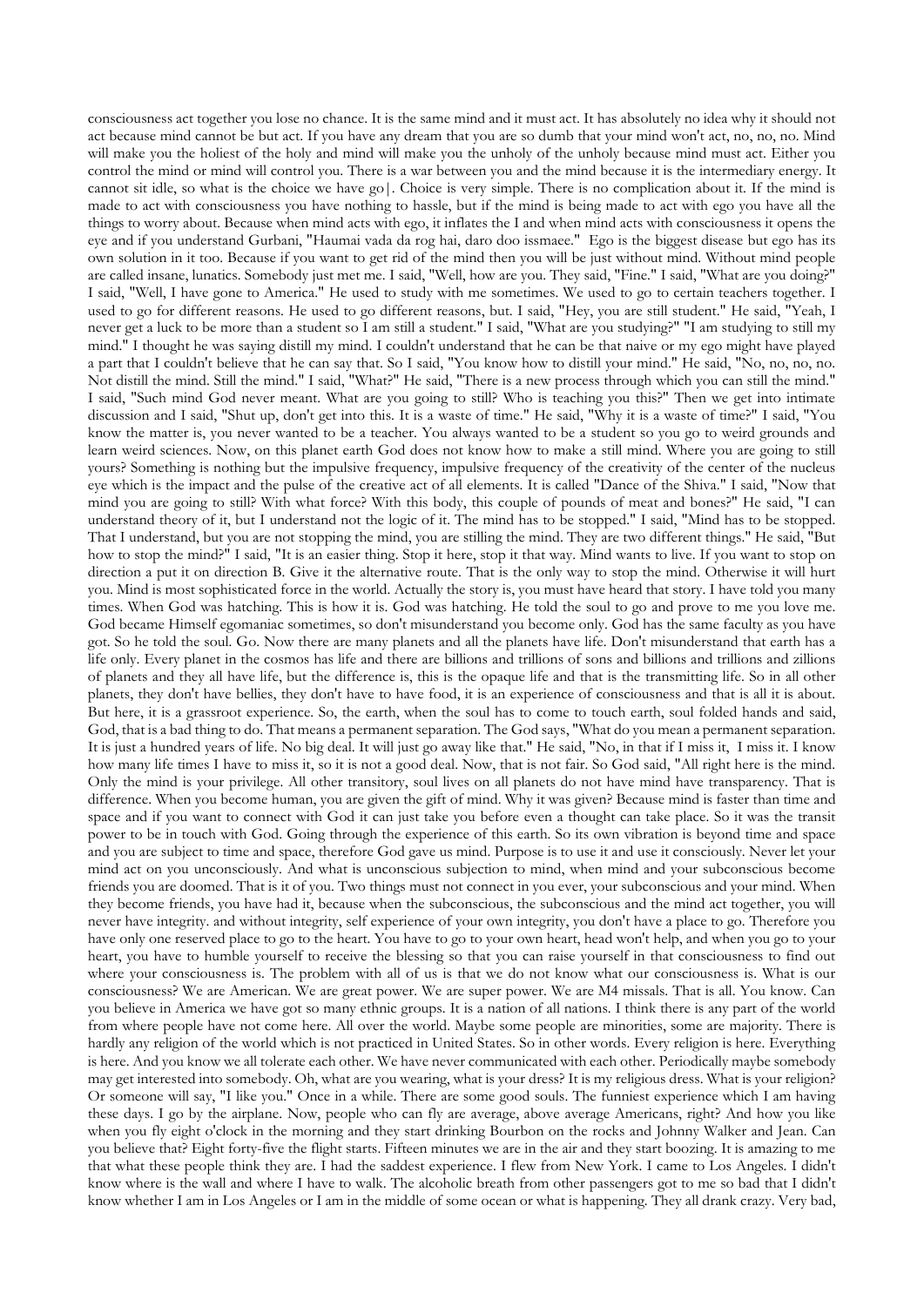consciousness act together you lose no chance. It is the same mind and it must act. It has absolutely no idea why it should not act because mind cannot be but act. If you have any dream that you are so dumb that your mind won't act, no, no, no. Mind will make you the holiest of the holy and mind will make you the unholy of the unholy because mind must act. Either you control the mind or mind will control you. There is a war between you and the mind because it is the intermediary energy. It cannot sit idle, so what is the choice we have go|. Choice is very simple. There is no complication about it. If the mind is made to act with consciousness you have nothing to hassle, but if the mind is being made to act with ego you have all the things to worry about. Because when mind acts with ego, it inflates the I and when mind acts with consciousness it opens the eye and if you understand Gurbani, "Haumai vada da rog hai, daro doo issmaee." Ego is the biggest disease but ego has its own solution in it too. Because if you want to get rid of the mind then you will be just without mind. Without mind people are called insane, lunatics. Somebody just met me. I said, "Well, how are you. They said, "Fine." I said, "What are you doing?" I said, "Well, I have gone to America." He used to study with me sometimes. We used to go to certain teachers together. I used to go for different reasons. He used to go different reasons, but. I said, "Hey, you are still student." He said, "Yeah, I never get a luck to be more than a student so I am still a student." I said, "What are you studying?" "I am studying to still my mind." I thought he was saying distill my mind. I couldn't understand that he can be that naive or my ego might have played a part that I couldn't believe that he can say that. So I said, "You know how to distill your mind." He said, "No, no, no, no. Not distill the mind. Still the mind." I said, "What?" He said, "There is a new process through which you can still the mind." I said, "Such mind God never meant. What are you going to still? Who is teaching you this?" Then we get into intimate discussion and I said, "Shut up, don't get into this. It is a waste of time." He said, "Why it is a waste of time?" I said, "You know the matter is, you never wanted to be a teacher. You always wanted to be a student so you go to weird grounds and learn weird sciences. Now, on this planet earth God does not know how to make a still mind. Where you are going to still yours? Something is nothing but the impulsive frequency, impulsive frequency of the creativity of the center of the nucleus eye which is the impact and the pulse of the creative act of all elements. It is called "Dance of the Shiva." I said, "Now that mind you are going to still? With what force? With this body, this couple of pounds of meat and bones?" He said, "I can understand theory of it, but I understand not the logic of it. The mind has to be stopped." I said, "Mind has to be stopped. That I understand, but you are not stopping the mind, you are stilling the mind. They are two different things." He said, "But how to stop the mind?" I said, "It is an easier thing. Stop it here, stop it that way. Mind wants to live. If you want to stop on direction a put it on direction B. Give it the alternative route. That is the only way to stop the mind. Otherwise it will hurt you. Mind is most sophisticated force in the world. Actually the story is, you must have heard that story. I have told you many times. When God was hatching. This is how it is. God was hatching. He told the soul to go and prove to me you love me. God became Himself egomaniac sometimes, so don't misunderstand you become only. God has the same faculty as you have got. So he told the soul. Go. Now there are many planets and all the planets have life. Don't misunderstand that earth has a life only. Every planet in the cosmos has life and there are billions and trillions of sons and billions and trillions and zillions of planets and they all have life, but the difference is, this is the opaque life and that is the transmitting life. So in all other planets, they don't have bellies, they don't have to have food, it is an experience of consciousness and that is all it is about. But here, it is a grassroot experience. So, the earth, when the soul has to come to touch earth, soul folded hands and said, God, that is a bad thing to do. That means a permanent separation. The God says, "What do you mean a permanent separation. It is just a hundred years of life. No big deal. It will just go away like that." He said, "No, in that if I miss it, I miss it. I know how many life times I have to miss it, so it is not a good deal. Now, that is not fair. So God said, "All right here is the mind. Only the mind is your privilege. All other transitory, soul lives on all planets do not have mind have transparency. That is difference. When you become human, you are given the gift of mind. Why it was given? Because mind is faster than time and space and if you want to connect with God it can just take you before even a thought can take place. So it was the transit power to be in touch with God. Going through the experience of this earth. So its own vibration is beyond time and space and you are subject to time and space, therefore God gave us mind. Purpose is to use it and use it consciously. Never let your mind act on you unconsciously. And what is unconscious subjection to mind, when mind and your subconscious become friends you are doomed. That is it of you. Two things must not connect in you ever, your subconscious and your mind. When they become friends, you have had it, because when the subconscious, the subconscious and the mind act together, you will never have integrity. and without integrity, self experience of your own integrity, you don't have a place to go. Therefore you have only one reserved place to go to the heart. You have to go to your own heart, head won't help, and when you go to your heart, you have to humble yourself to receive the blessing so that you can raise yourself in that consciousness to find out where your consciousness is. The problem with all of us is that we do not know what our consciousness is. What is our consciousness? We are American. We are great power. We are super power. We are M4 missals. That is all. You know. Can you believe in America we have got so many ethnic groups. It is a nation of all nations. I think there is any part of the world from where people have not come here. All over the world. Maybe some people are minorities, some are majority. There is hardly any religion of the world which is not practiced in United States. So in other words. Every religion is here. Everything is here. And you know we all tolerate each other. We have never communicated with each other. Periodically maybe somebody may get interested into somebody. Oh, what are you wearing, what is your dress? It is my religious dress. What is your religion? Or someone will say, "I like you." Once in a while. There are some good souls. The funniest experience which I am having these days. I go by the airplane. Now, people who can fly are average, above average Americans, right? And how you like when you fly eight o'clock in the morning and they start drinking Bourbon on the rocks and Johnny Walker and Jean. Can you believe that? Eight forty-five the flight starts. Fifteen minutes we are in the air and they start boozing. It is amazing to me that what these people think they are. I had the saddest experience. I flew from New York. I came to Los Angeles. I didn't know where is the wall and where I have to walk. The alcoholic breath from other passengers got to me so bad that I didn't know whether I am in Los Angeles or I am in the middle of some ocean or what is happening. They all drank crazy. Very bad,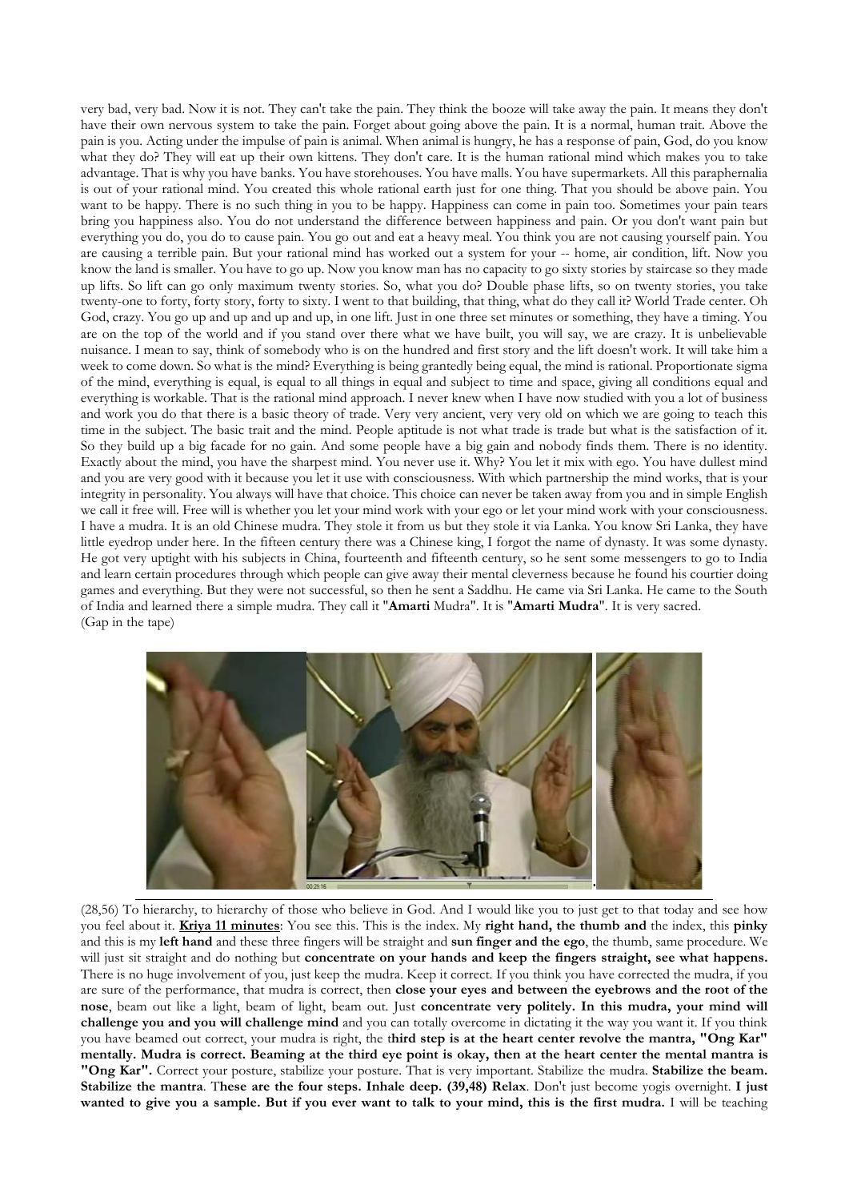very bad, very bad. Now it is not. They can't take the pain. They think the booze will take away the pain. It means they don't have their own nervous system to take the pain. Forget about going above the pain. It is a normal, human trait. Above the pain is you. Acting under the impulse of pain is animal. When animal is hungry, he has a response of pain, God, do you know what they do? They will eat up their own kittens. They don't care. It is the human rational mind which makes you to take advantage. That is why you have banks. You have storehouses. You have malls. You have supermarkets. All this paraphernalia is out of your rational mind. You created this whole rational earth just for one thing. That you should be above pain. You want to be happy. There is no such thing in you to be happy. Happiness can come in pain too. Sometimes your pain tears bring you happiness also. You do not understand the difference between happiness and pain. Or you don't want pain but everything you do, you do to cause pain. You go out and eat a heavy meal. You think you are not causing yourself pain. You are causing a terrible pain. But your rational mind has worked out a system for your -- home, air condition, lift. Now you know the land is smaller. You have to go up. Now you know man has no capacity to go sixty stories by staircase so they made up lifts. So lift can go only maximum twenty stories. So, what you do? Double phase lifts, so on twenty stories, you take twenty-one to forty, forty story, forty to sixty. I went to that building, that thing, what do they call it? World Trade center. Oh God, crazy. You go up and up and up and up, in one lift. Just in one three set minutes or something, they have a timing. You are on the top of the world and if you stand over there what we have built, you will say, we are crazy. It is unbelievable nuisance. I mean to say, think of somebody who is on the hundred and first story and the lift doesn't work. It will take him a week to come down. So what is the mind? Everything is being grantedly being equal, the mind is rational. Proportionate sigma of the mind, everything is equal, is equal to all things in equal and subject to time and space, giving all conditions equal and everything is workable. That is the rational mind approach. I never knew when I have now studied with you a lot of business and work you do that there is a basic theory of trade. Very very ancient, very very old on which we are going to teach this time in the subject. The basic trait and the mind. People aptitude is not what trade is trade but what is the satisfaction of it. So they build up a big facade for no gain. And some people have a big gain and nobody finds them. There is no identity. Exactly about the mind, you have the sharpest mind. You never use it. Why? You let it mix with ego. You have dullest mind and you are very good with it because you let it use with consciousness. With which partnership the mind works, that is your integrity in personality. You always will have that choice. This choice can never be taken away from you and in simple English we call it free will. Free will is whether you let your mind work with your ego or let your mind work with your consciousness. I have a mudra. It is an old Chinese mudra. They stole it from us but they stole it via Lanka. You know Sri Lanka, they have little eyedrop under here. In the fifteen century there was a Chinese king, I forgot the name of dynasty. It was some dynasty. He got very uptight with his subjects in China, fourteenth and fifteenth century, so he sent some messengers to go to India and learn certain procedures through which people can give away their mental cleverness because he found his courtier doing games and everything. But they were not successful, so then he sent a Saddhu. He came via Sri Lanka. He came to the South of India and learned there a simple mudra. They call it "**Amarti** Mudra". It is "**Amarti Mudra**". It is very sacred.
(Gap in the tape)

(28,56) To hierarchy, to hierarchy of those who believe in God. And I would like you to just get to that today and see how you feel about it. **Kriya 11 minutes**: You see this. This is the index. My **right hand, the thumb and** the index, this **pinky** and this is my **left hand** and these three fingers will be straight and **sun finger and the ego**, the thumb, same procedure. We will just sit straight and do nothing but **concentrate on your hands and keep the fingers straight, see what happens.** There is no huge involvement of you, just keep the mudra. Keep it correct. If you think you have corrected the mudra, if you are sure of the performance, that mudra is correct, then **close your eyes and between the eyebrows and the root of the nose**, beam out like a light, beam of light, beam out. Just **concentrate very politely. In this mudra, your mind will challenge you and you will challenge mind** and you can totally overcome in dictating it the way you want it. If you think you have beamed out correct, your mudra is right, the **third step is at the heart center revolve the mantra, "Ong Kar" mentally. Mudra is correct. Beaming at the third eye point is okay, then at the heart center the mental mantra is "Ong Kar".** Correct your posture, stabilize your posture. That is very important. Stabilize the mudra. **Stabilize the beam. Stabilize the mantra**. T**hese are the four steps. Inhale deep. (39,48) Relax**. Don't just become yogis overnight. **I just wanted to give you a sample. But if you ever want to talk to your mind, this is the first mudra.** I will be teaching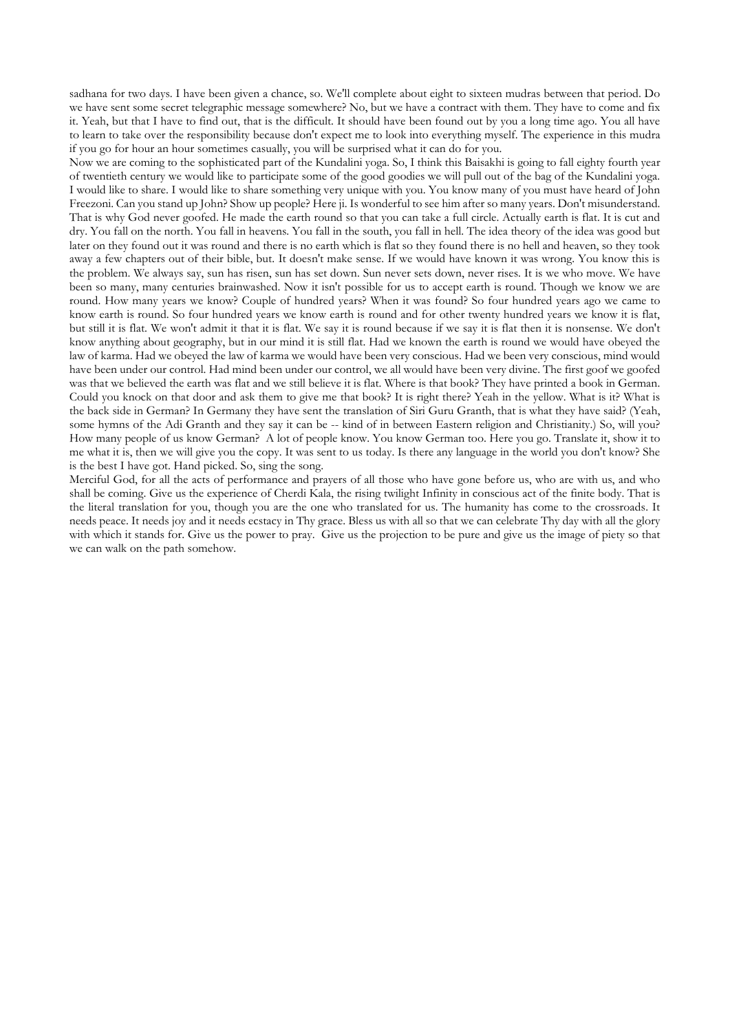sadhana for two days. I have been given a chance, so. We'll complete about eight to sixteen mudras between that period. Do we have sent some secret telegraphic message somewhere? No, but we have a contract with them. They have to come and fix it. Yeah, but that I have to find out, that is the difficult. It should have been found out by you a long time ago. You all have to learn to take over the responsibility because don't expect me to look into everything myself. The experience in this mudra if you go for hour an hour sometimes casually, you will be surprised what it can do for you.

Now we are coming to the sophisticated part of the Kundalini yoga. So, I think this Baisakhi is going to fall eighty fourth year of twentieth century we would like to participate some of the good goodies we will pull out of the bag of the Kundalini yoga. I would like to share. I would like to share something very unique with you. You know many of you must have heard of John Freezoni. Can you stand up John? Show up people? Here ji. Is wonderful to see him after so many years. Don't misunderstand. That is why God never goofed. He made the earth round so that you can take a full circle. Actually earth is flat. It is cut and dry. You fall on the north. You fall in heavens. You fall in the south, you fall in hell. The idea theory of the idea was good but later on they found out it was round and there is no earth which is flat so they found there is no hell and heaven, so they took away a few chapters out of their bible, but. It doesn't make sense. If we would have known it was wrong. You know this is the problem. We always say, sun has risen, sun has set down. Sun never sets down, never rises. It is we who move. We have been so many, many centuries brainwashed. Now it isn't possible for us to accept earth is round. Though we know we are round. How many years we know? Couple of hundred years? When it was found? So four hundred years ago we came to know earth is round. So four hundred years we know earth is round and for other twenty hundred years we know it is flat, but still it is flat. We won't admit it that it is flat. We say it is round because if we say it is flat then it is nonsense. We don't know anything about geography, but in our mind it is still flat. Had we known the earth is round we would have obeyed the law of karma. Had we obeyed the law of karma we would have been very conscious. Had we been very conscious, mind would have been under our control. Had mind been under our control, we all would have been very divine. The first goof we goofed was that we believed the earth was flat and we still believe it is flat. Where is that book? They have printed a book in German. Could you knock on that door and ask them to give me that book? It is right there? Yeah in the yellow. What is it? What is the back side in German? In Germany they have sent the translation of Siri Guru Granth, that is what they have said? (Yeah, some hymns of the Adi Granth and they say it can be -- kind of in between Eastern religion and Christianity.) So, will you? How many people of us know German? A lot of people know. You know German too. Here you go. Translate it, show it to me what it is, then we will give you the copy. It was sent to us today. Is there any language in the world you don't know? She is the best I have got. Hand picked. So, sing the song.

Merciful God, for all the acts of performance and prayers of all those who have gone before us, who are with us, and who shall be coming. Give us the experience of Cherdi Kala, the rising twilight Infinity in conscious act of the finite body. That is the literal translation for you, though you are the one who translated for us. The humanity has come to the crossroads. It needs peace. It needs joy and it needs ecstacy in Thy grace. Bless us with all so that we can celebrate Thy day with all the glory with which it stands for. Give us the power to pray. Give us the projection to be pure and give us the image of piety so that we can walk on the path somehow.